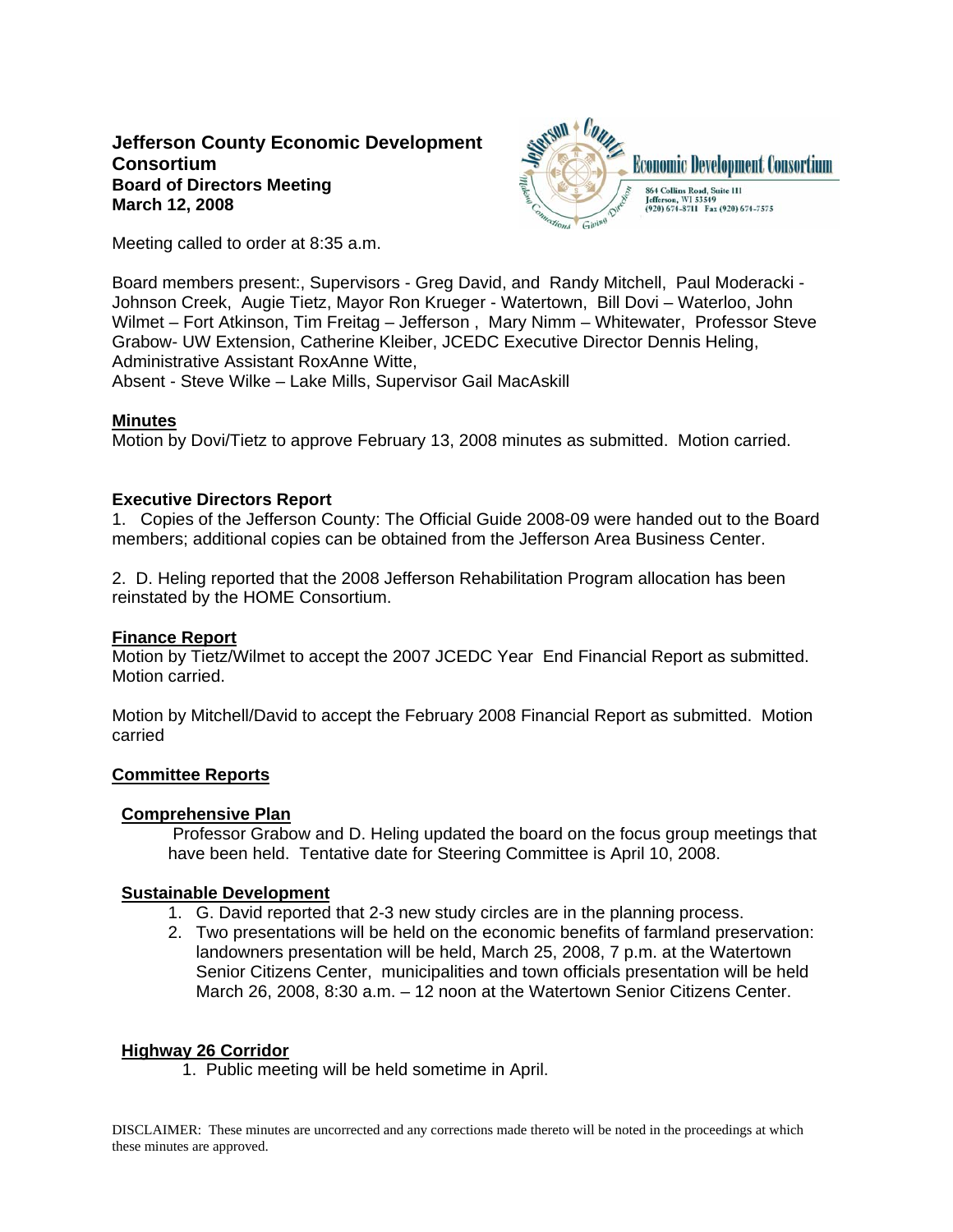**Jefferson County Economic Development Consortium**
**Board of Directors Meeting**
**March 12, 2008**

Economic Development Consortium
864 Collins Road, Suite 111
Jefferson, WI 53549
(920) 674-8711 Fax (920) 674-7575

Meeting called to order at 8:35 a.m.

Board members present:, Supervisors - Greg David, and Randy Mitchell, Paul Moderacki - Johnson Creek, Augie Tietz, Mayor Ron Krueger - Watertown, Bill Dovi – Waterloo, John Wilmet – Fort Atkinson, Tim Freitag – Jefferson , Mary Nimm – Whitewater, Professor Steve Grabow- UW Extension, Catherine Kleiber, JCEDC Executive Director Dennis Heling, Administrative Assistant RoxAnne Witte,
Absent - Steve Wilke – Lake Mills, Supervisor Gail MacAskill

## Minutes

Motion by Dovi/Tietz to approve February 13, 2008 minutes as submitted. Motion carried.

## Executive Directors Report

1. Copies of the Jefferson County: The Official Guide 2008-09 were handed out to the Board members; additional copies can be obtained from the Jefferson Area Business Center.

2. D. Heling reported that the 2008 Jefferson Rehabilitation Program allocation has been reinstated by the HOME Consortium.

## Finance Report

Motion by Tietz/Wilmet to accept the 2007 JCEDC Year End Financial Report as submitted. Motion carried.

Motion by Mitchell/David to accept the February 2008 Financial Report as submitted. Motion carried

## Committee Reports

### Comprehensive Plan

Professor Grabow and D. Heling updated the board on the focus group meetings that have been held. Tentative date for Steering Committee is April 10, 2008.

### Sustainable Development

1. G. David reported that 2-3 new study circles are in the planning process.
2. Two presentations will be held on the economic benefits of farmland preservation: landowners presentation will be held, March 25, 2008, 7 p.m. at the Watertown Senior Citizens Center, municipalities and town officials presentation will be held March 26, 2008, 8:30 a.m. – 12 noon at the Watertown Senior Citizens Center.

### Highway 26 Corridor

1. Public meeting will be held sometime in April.

DISCLAIMER: These minutes are uncorrected and any corrections made thereto will be noted in the proceedings at which these minutes are approved.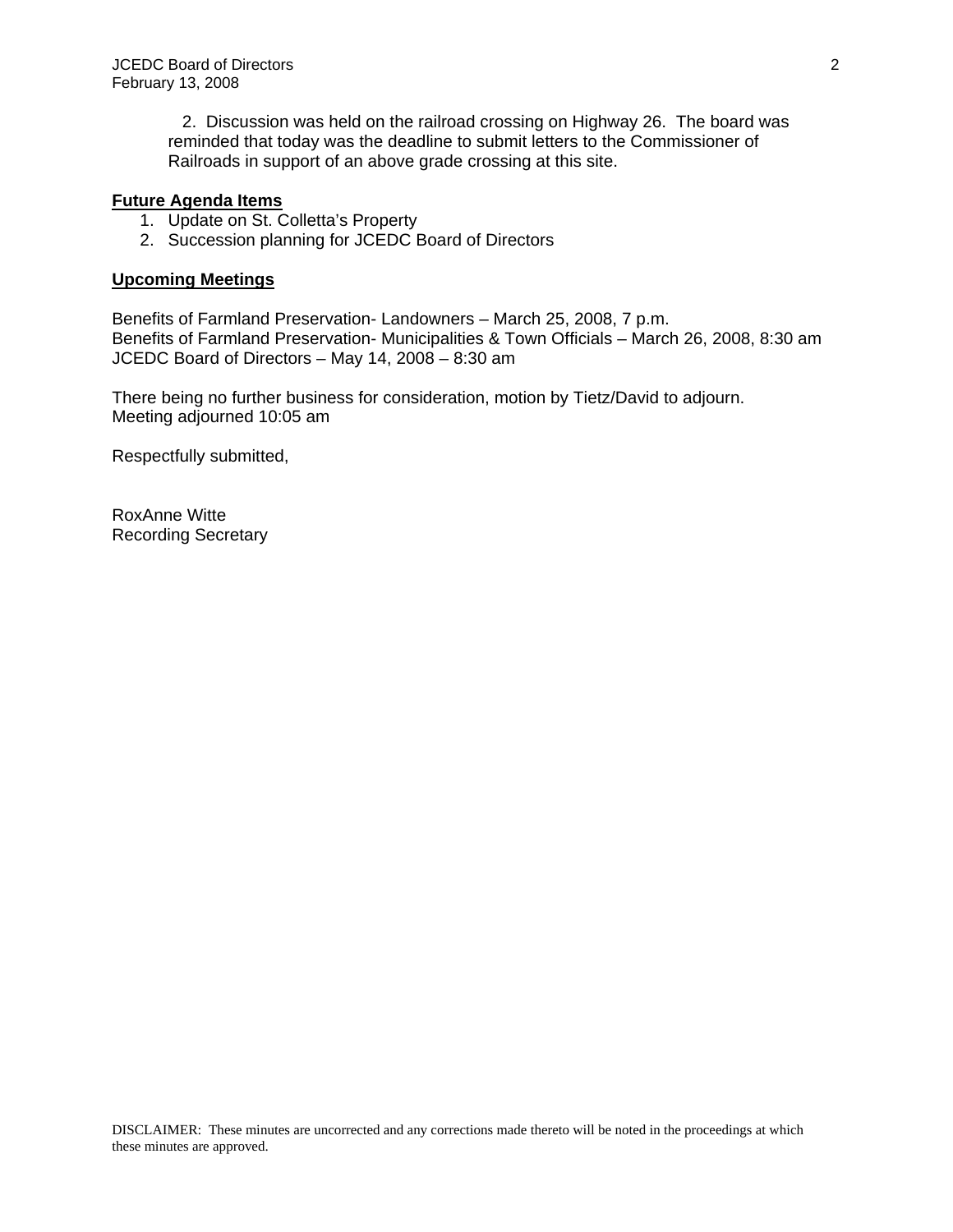2. Discussion was held on the railroad crossing on Highway 26. The board was reminded that today was the deadline to submit letters to the Commissioner of Railroads in support of an above grade crossing at this site.

**Future Agenda Items**

1. Update on St. Colletta's Property
2. Succession planning for JCEDC Board of Directors

**Upcoming Meetings**

Benefits of Farmland Preservation- Landowners – March 25, 2008, 7 p.m.
Benefits of Farmland Preservation- Municipalities & Town Officials – March 26, 2008, 8:30 am
JCEDC Board of Directors – May 14, 2008 – 8:30 am

There being no further business for consideration, motion by Tietz/David to adjourn.
Meeting adjourned 10:05 am

Respectfully submitted,

RoxAnne Witte
Recording Secretary

DISCLAIMER: These minutes are uncorrected and any corrections made thereto will be noted in the proceedings at which these minutes are approved.